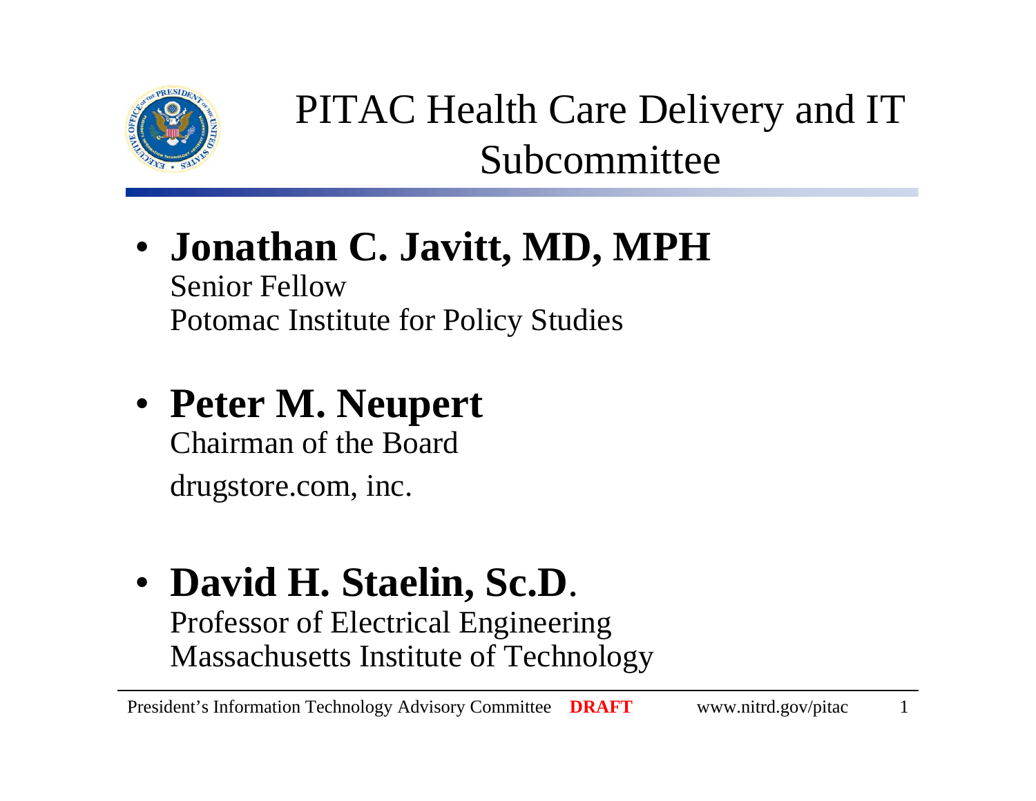# PITAC Health Care Delivery and IT Subcommittee

- **Jonathan C. Javitt, MD, MPH**
  Senior Fellow
  Potomac Institute for Policy Studies

- **Peter M. Neupert**
  Chairman of the Board
  drugstore.com, inc.

- **David H. Staelin, Sc.D**.
  Professor of Electrical Engineering
  Massachusetts Institute of Technology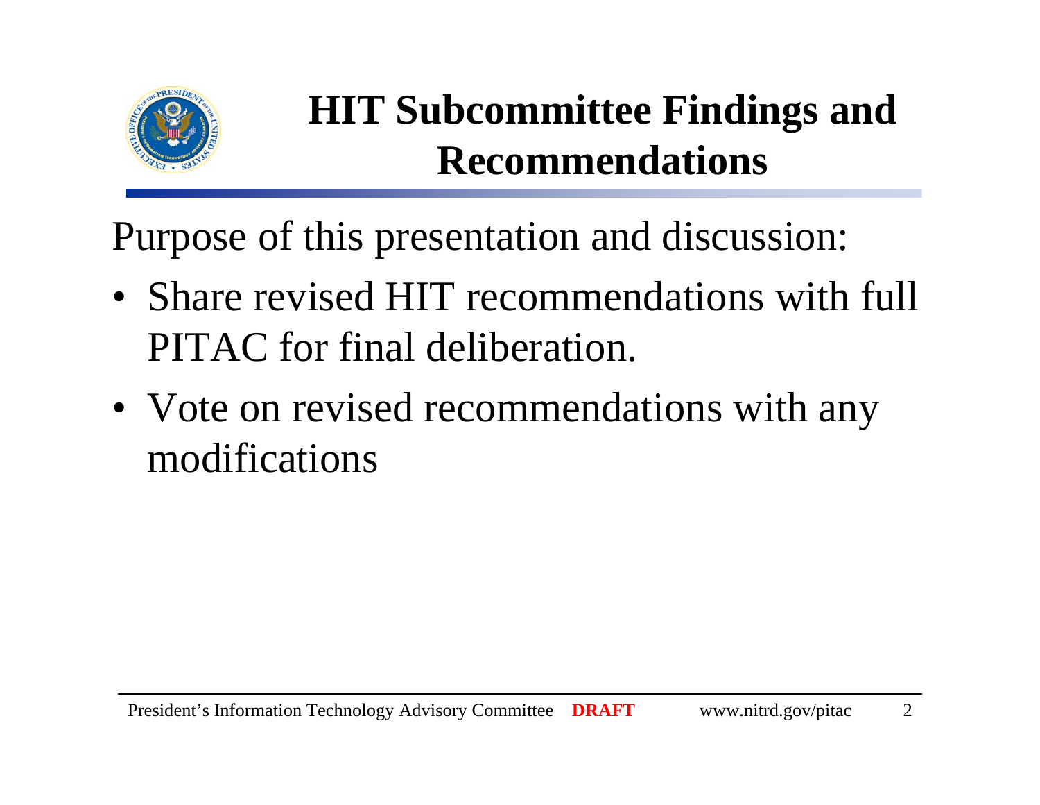# HIT Subcommittee Findings and Recommendations

Purpose of this presentation and discussion:

- Share revised HIT recommendations with full PITAC for final deliberation.
- Vote on revised recommendations with any modifications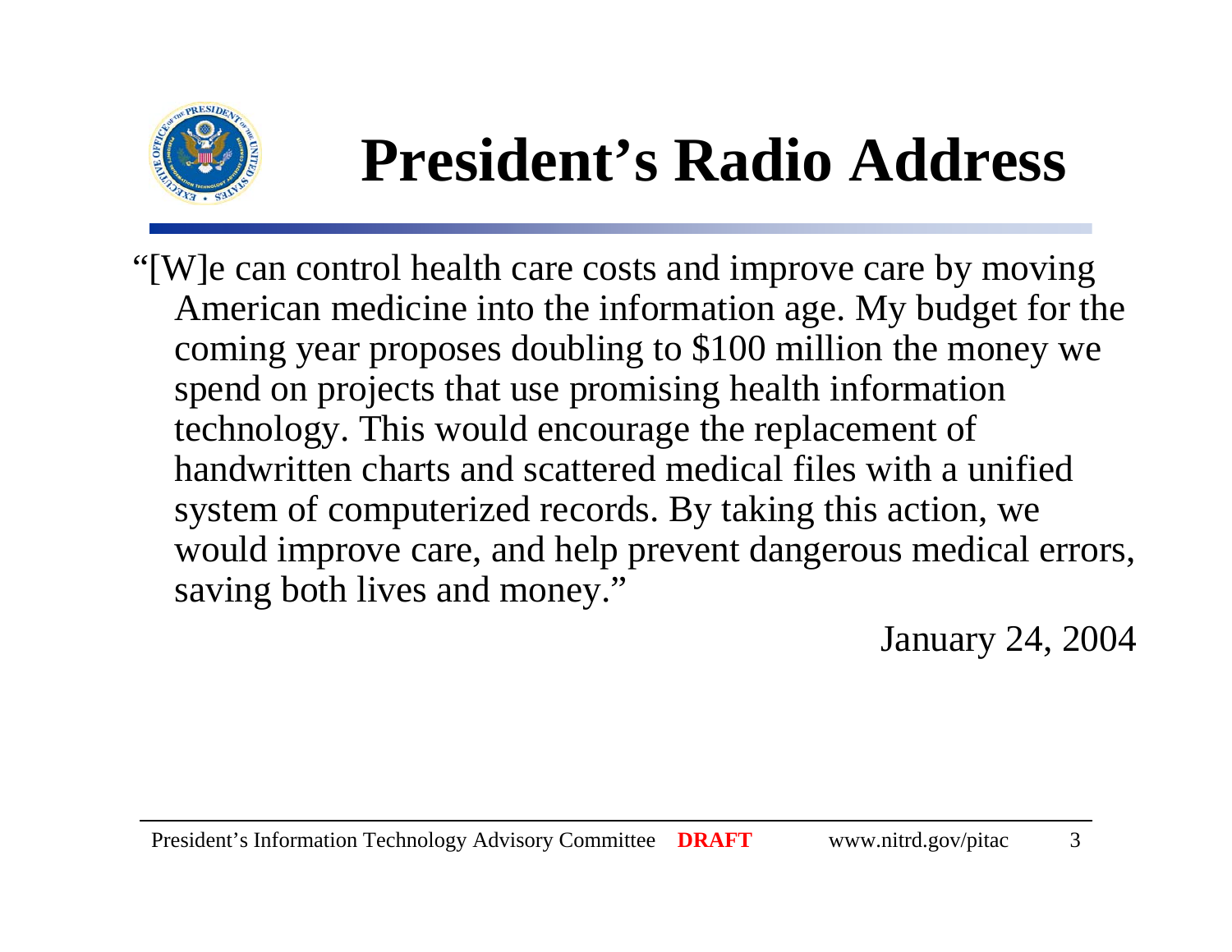# President's Radio Address

"[W]e can control health care costs and improve care by moving American medicine into the information age. My budget for the coming year proposes doubling to $100 million the money we spend on projects that use promising health information technology. This would encourage the replacement of handwritten charts and scattered medical files with a unified system of computerized records. By taking this action, we would improve care, and help prevent dangerous medical errors, saving both lives and money."

January 24, 2004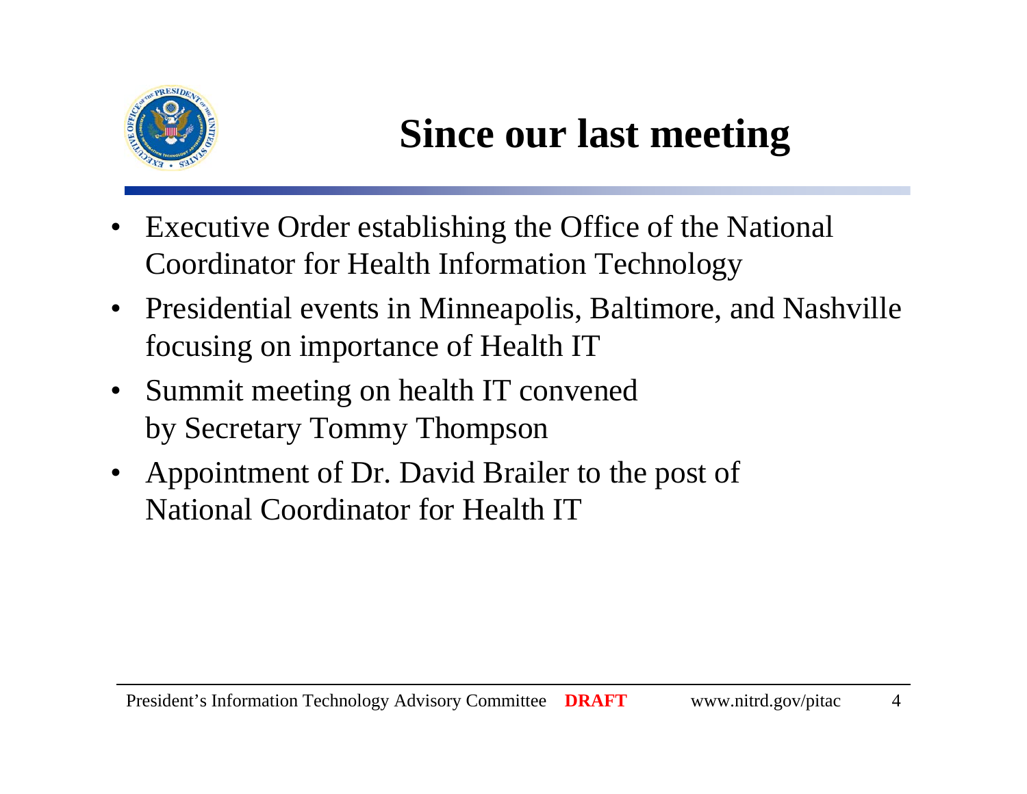# Since our last meeting

- Executive Order establishing the Office of the National Coordinator for Health Information Technology
- Presidential events in Minneapolis, Baltimore, and Nashville focusing on importance of Health IT
- Summit meeting on health IT convened by Secretary Tommy Thompson
- Appointment of Dr. David Brailer to the post of National Coordinator for Health IT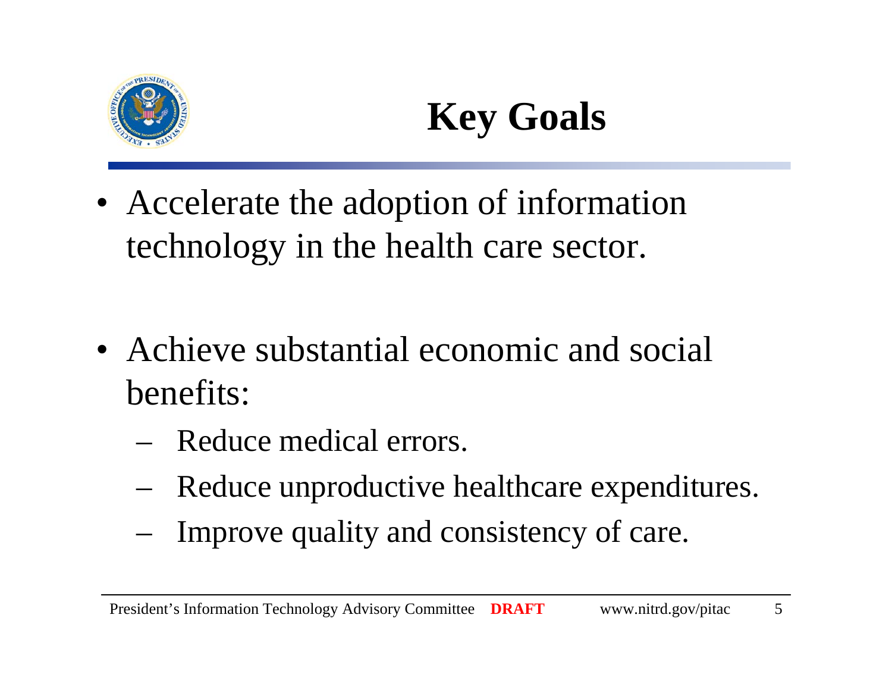# Key Goals

- Accelerate the adoption of information technology in the health care sector.
- Achieve substantial economic and social benefits:
  - Reduce medical errors.
  - Reduce unproductive healthcare expenditures.
  - Improve quality and consistency of care.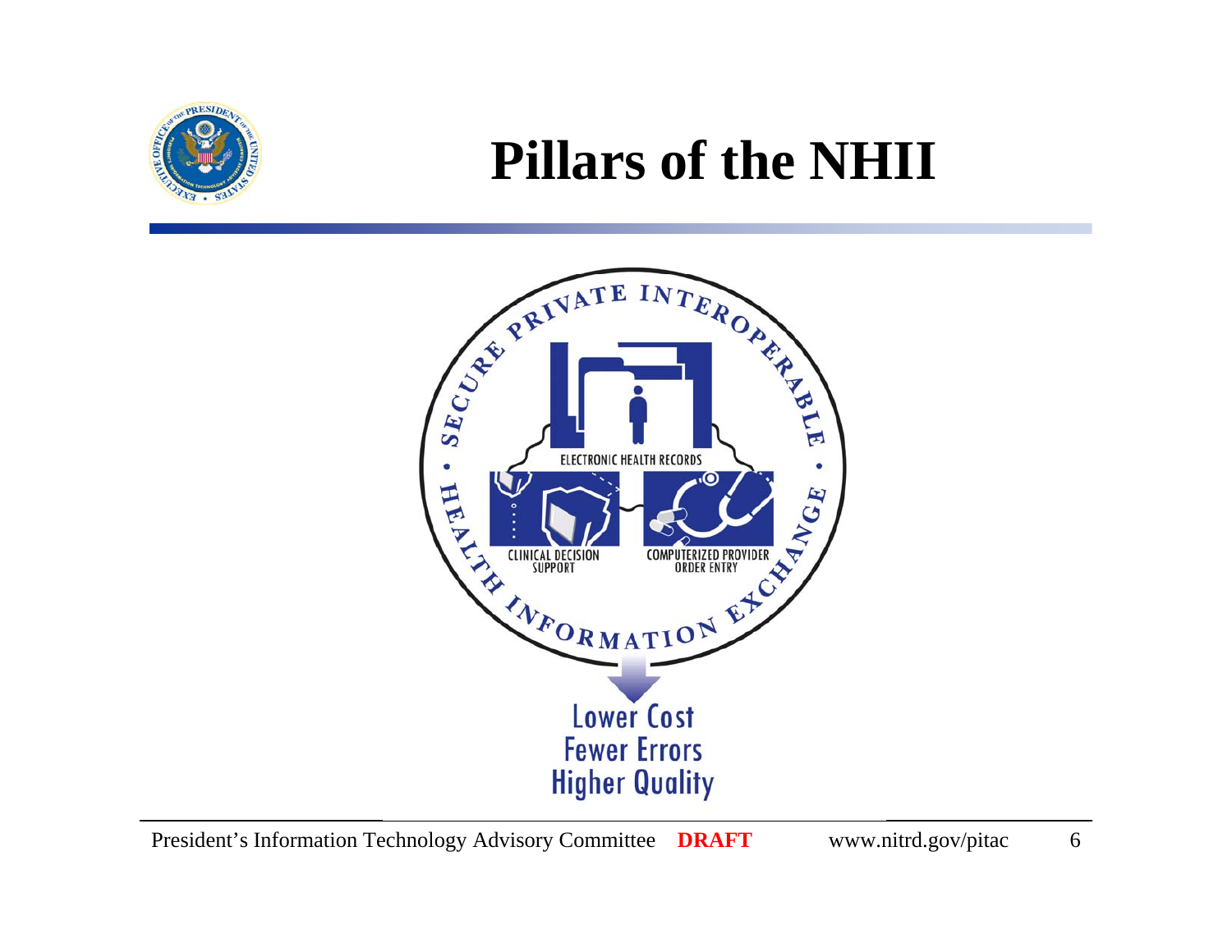# Pillars of the NHII

SECURE PRIVATE INTEROPERABLE • HEALTH INFORMATION EXCHANGE •

ELECTRONIC HEALTH RECORDS

CLINICAL DECISION SUPPORT

COMPUTERIZED PROVIDER ORDER ENTRY

Lower Cost
Fewer Errors
Higher Quality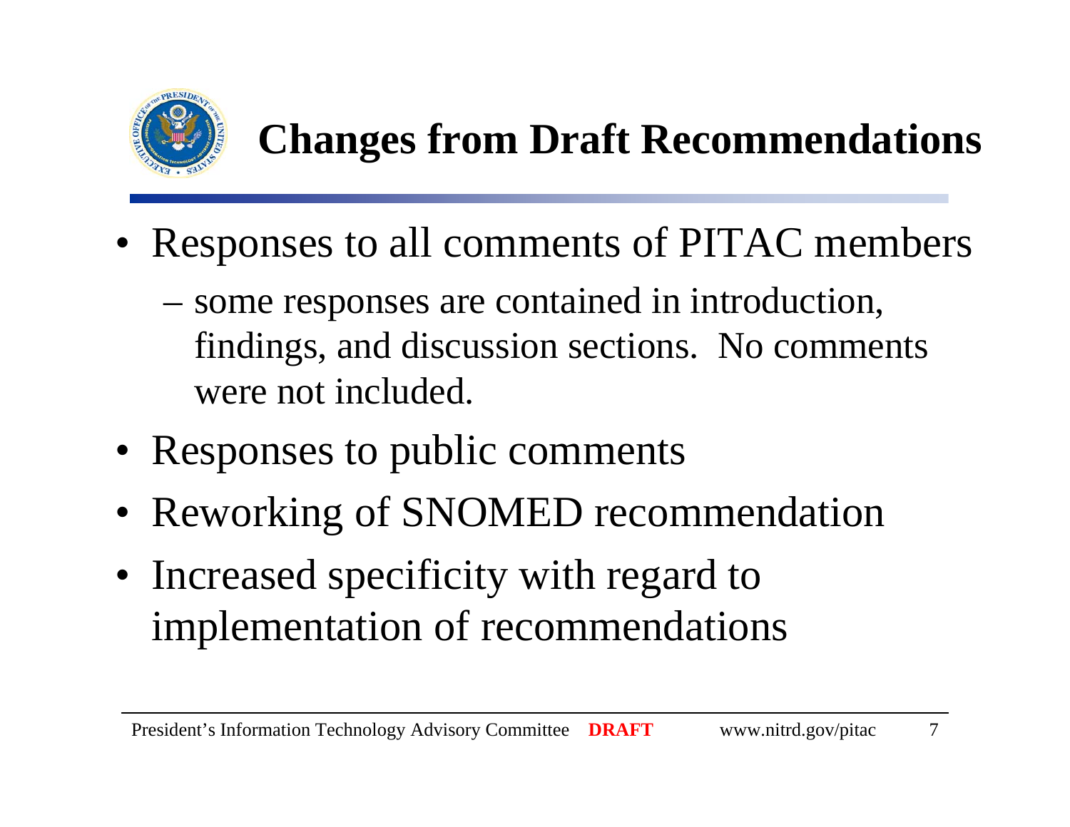# Changes from Draft Recommendations

- Responses to all comments of PITAC members
  - some responses are contained in introduction, findings, and discussion sections. No comments were not included.
- Responses to public comments
- Reworking of SNOMED recommendation
- Increased specificity with regard to implementation of recommendations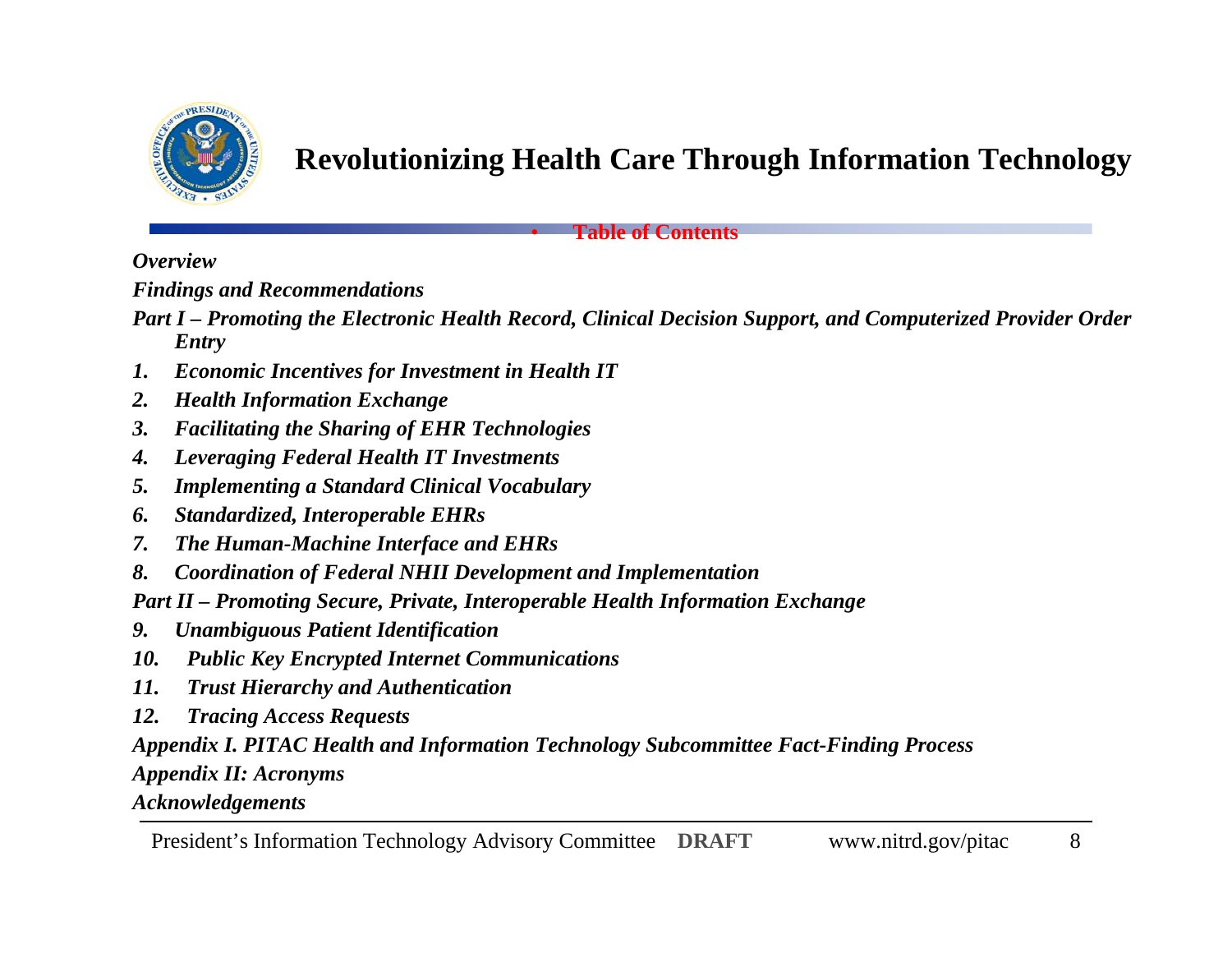# Revolutionizing Health Care Through Information Technology

## Table of Contents

*Overview*

*Findings and Recommendations*

*Part I – Promoting the Electronic Health Record, Clinical Decision Support, and Computerized Provider Order Entry*

1. *Economic Incentives for Investment in Health IT*
2. *Health Information Exchange*
3. *Facilitating the Sharing of EHR Technologies*
4. *Leveraging Federal Health IT Investments*
5. *Implementing a Standard Clinical Vocabulary*
6. *Standardized, Interoperable EHRs*
7. *The Human-Machine Interface and EHRs*
8. *Coordination of Federal NHII Development and Implementation*

*Part II – Promoting Secure, Private, Interoperable Health Information Exchange*

9. *Unambiguous Patient Identification*
10. *Public Key Encrypted Internet Communications*
11. *Trust Hierarchy and Authentication*
12. *Tracing Access Requests*

*Appendix I. PITAC Health and Information Technology Subcommittee Fact-Finding Process*

*Appendix II: Acronyms*

*Acknowledgements*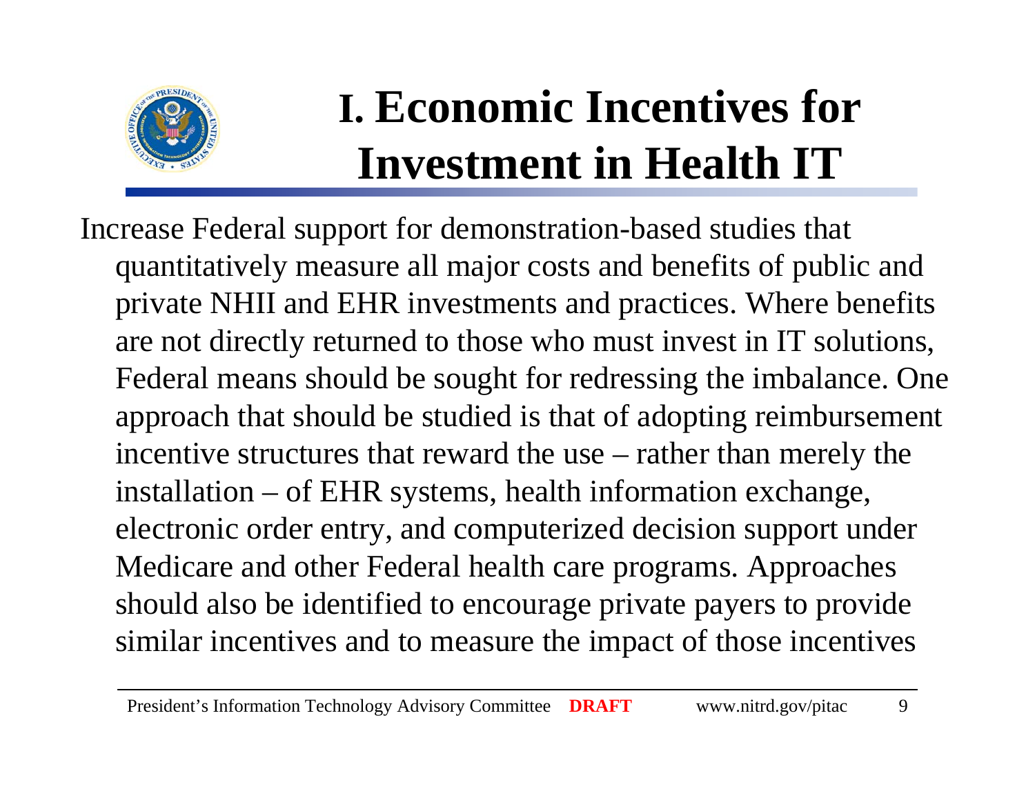# I. Economic Incentives for Investment in Health IT

Increase Federal support for demonstration-based studies that quantitatively measure all major costs and benefits of public and private NHII and EHR investments and practices. Where benefits are not directly returned to those who must invest in IT solutions, Federal means should be sought for redressing the imbalance. One approach that should be studied is that of adopting reimbursement incentive structures that reward the use – rather than merely the installation – of EHR systems, health information exchange, electronic order entry, and computerized decision support under Medicare and other Federal health care programs. Approaches should also be identified to encourage private payers to provide similar incentives and to measure the impact of those incentives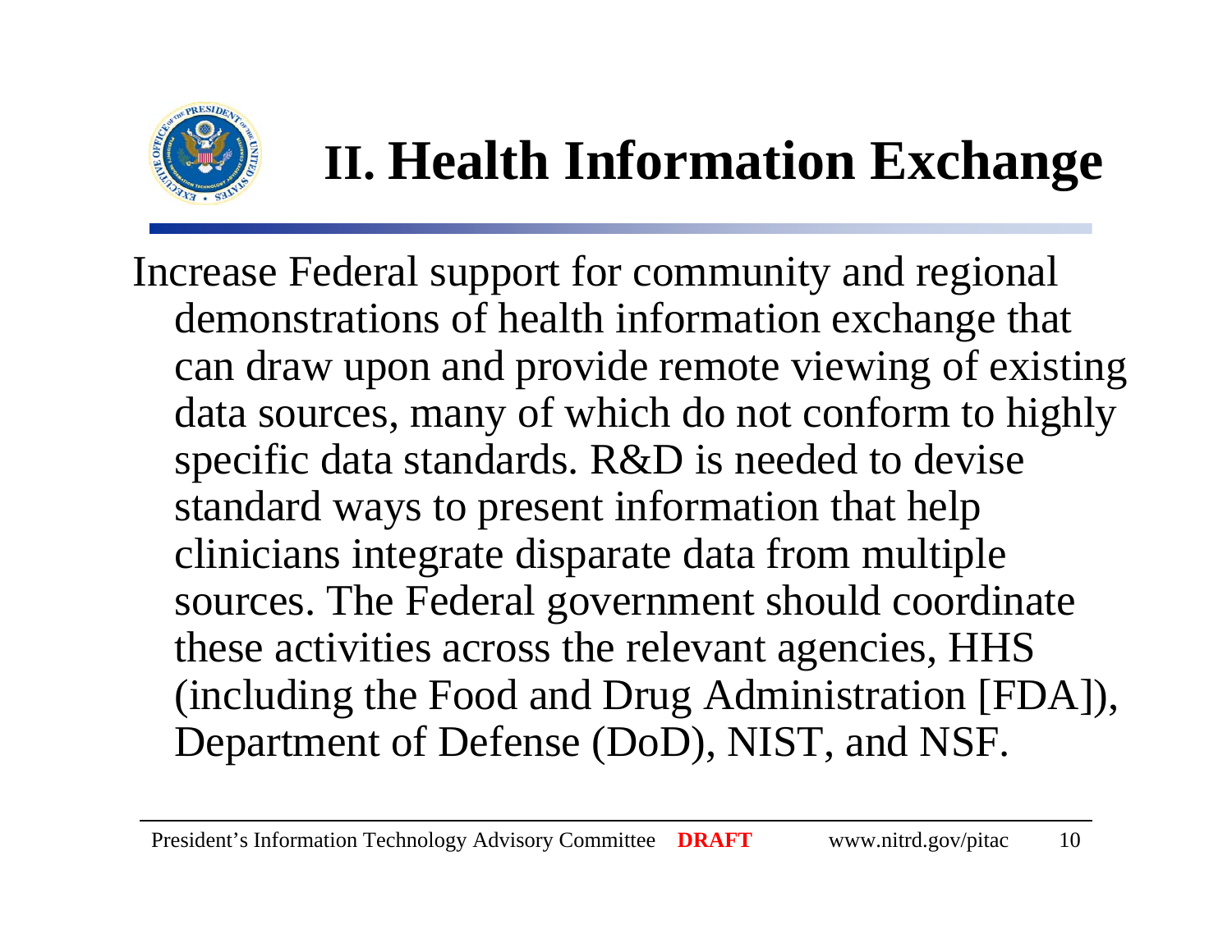# II. Health Information Exchange

Increase Federal support for community and regional demonstrations of health information exchange that can draw upon and provide remote viewing of existing data sources, many of which do not conform to highly specific data standards. R&D is needed to devise standard ways to present information that help clinicians integrate disparate data from multiple sources. The Federal government should coordinate these activities across the relevant agencies, HHS (including the Food and Drug Administration [FDA]), Department of Defense (DoD), NIST, and NSF.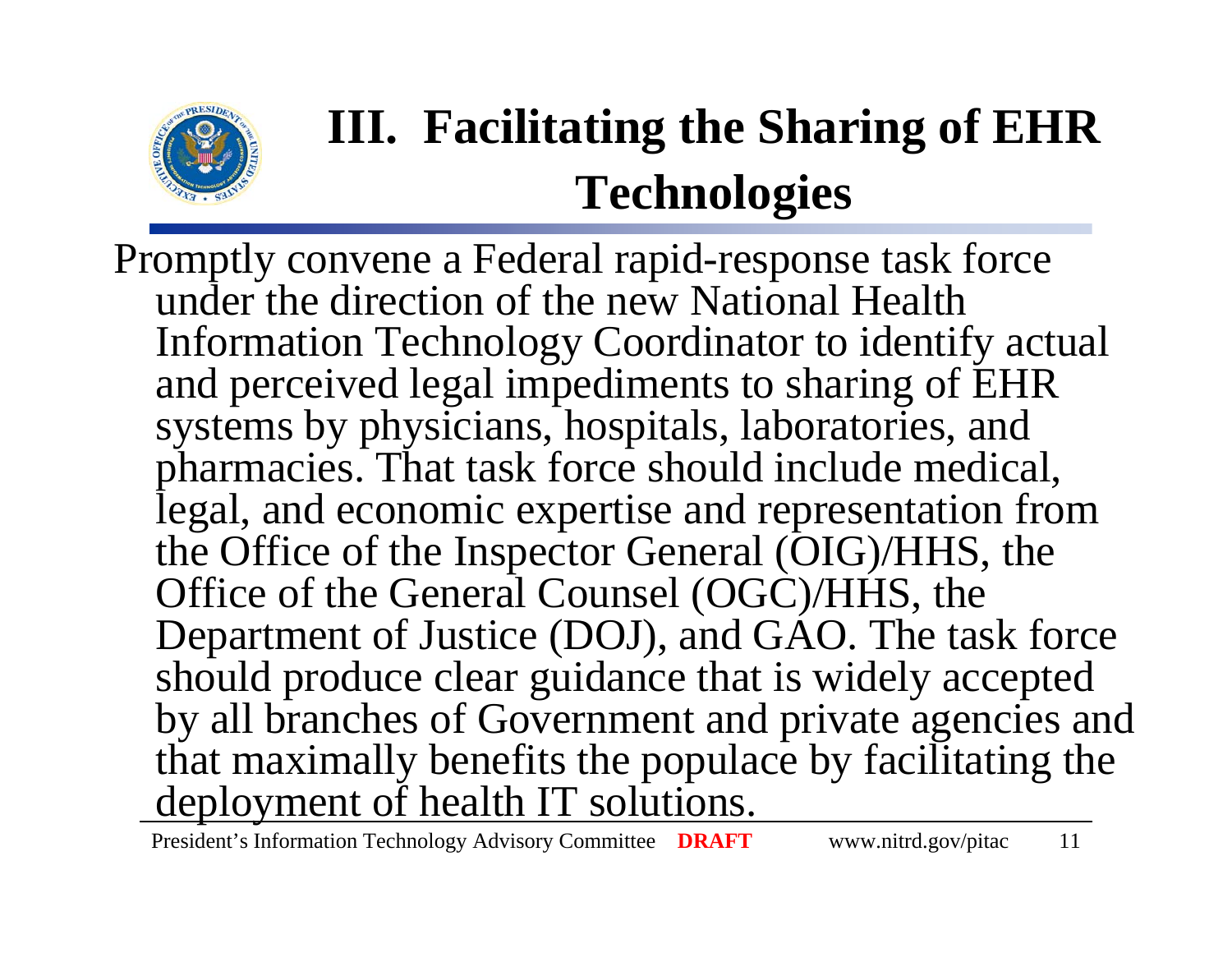# III. Facilitating the Sharing of EHR Technologies

Promptly convene a Federal rapid-response task force under the direction of the new National Health Information Technology Coordinator to identify actual and perceived legal impediments to sharing of EHR systems by physicians, hospitals, laboratories, and pharmacies. That task force should include medical, legal, and economic expertise and representation from the Office of the Inspector General (OIG)/HHS, the Office of the General Counsel (OGC)/HHS, the Department of Justice (DOJ), and GAO. The task force should produce clear guidance that is widely accepted by all branches of Government and private agencies and that maximally benefits the populace by facilitating the deployment of health IT solutions.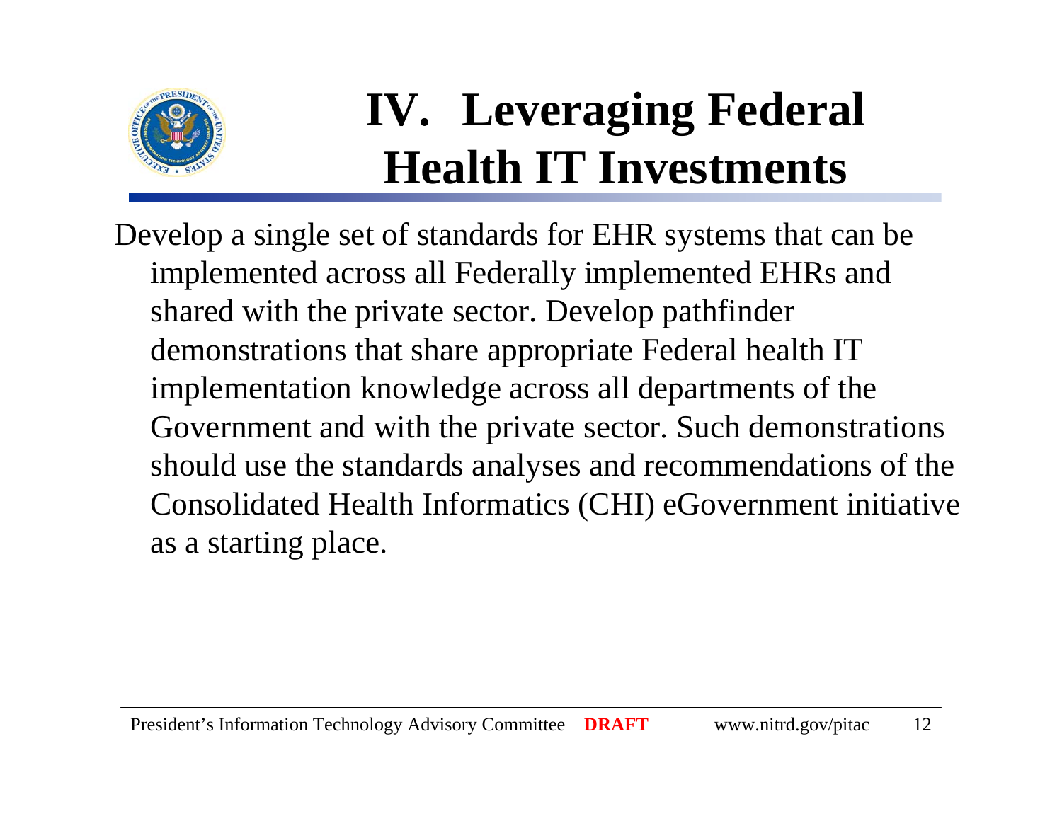# IV. Leveraging Federal Health IT Investments

Develop a single set of standards for EHR systems that can be implemented across all Federally implemented EHRs and shared with the private sector. Develop pathfinder demonstrations that share appropriate Federal health IT implementation knowledge across all departments of the Government and with the private sector. Such demonstrations should use the standards analyses and recommendations of the Consolidated Health Informatics (CHI) eGovernment initiative as a starting place.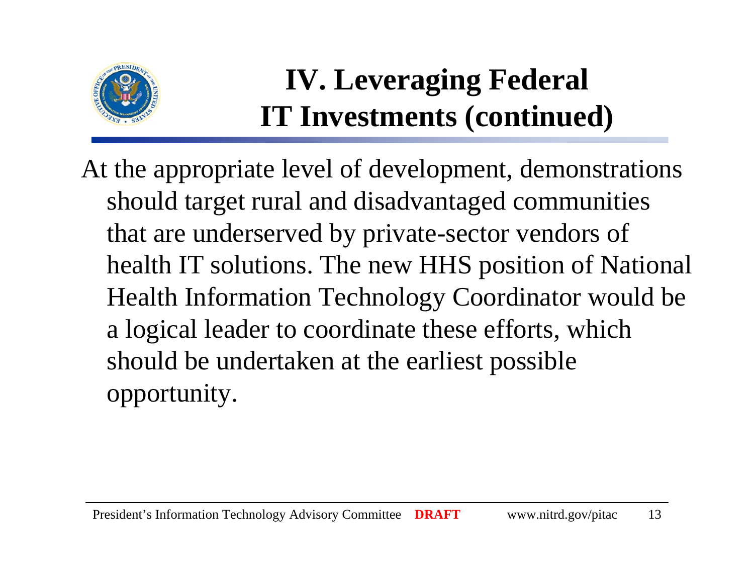# IV. Leveraging Federal IT Investments (continued)

At the appropriate level of development, demonstrations should target rural and disadvantaged communities that are underserved by private-sector vendors of health IT solutions. The new HHS position of National Health Information Technology Coordinator would be a logical leader to coordinate these efforts, which should be undertaken at the earliest possible opportunity.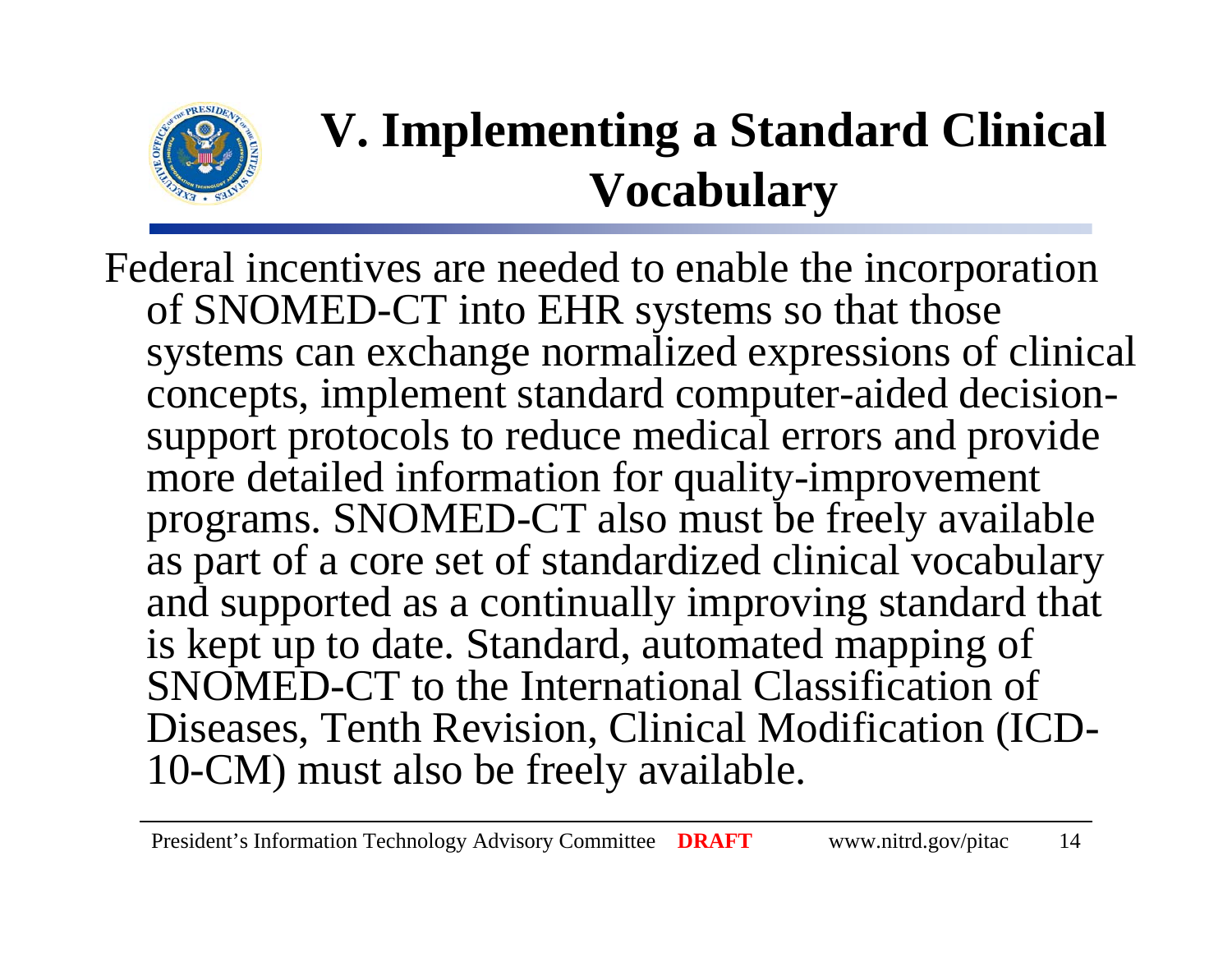# V. Implementing a Standard Clinical Vocabulary

Federal incentives are needed to enable the incorporation of SNOMED-CT into EHR systems so that those systems can exchange normalized expressions of clinical concepts, implement standard computer-aided decision-support protocols to reduce medical errors and provide more detailed information for quality-improvement programs. SNOMED-CT also must be freely available as part of a core set of standardized clinical vocabulary and supported as a continually improving standard that is kept up to date. Standard, automated mapping of SNOMED-CT to the International Classification of Diseases, Tenth Revision, Clinical Modification (ICD-10-CM) must also be freely available.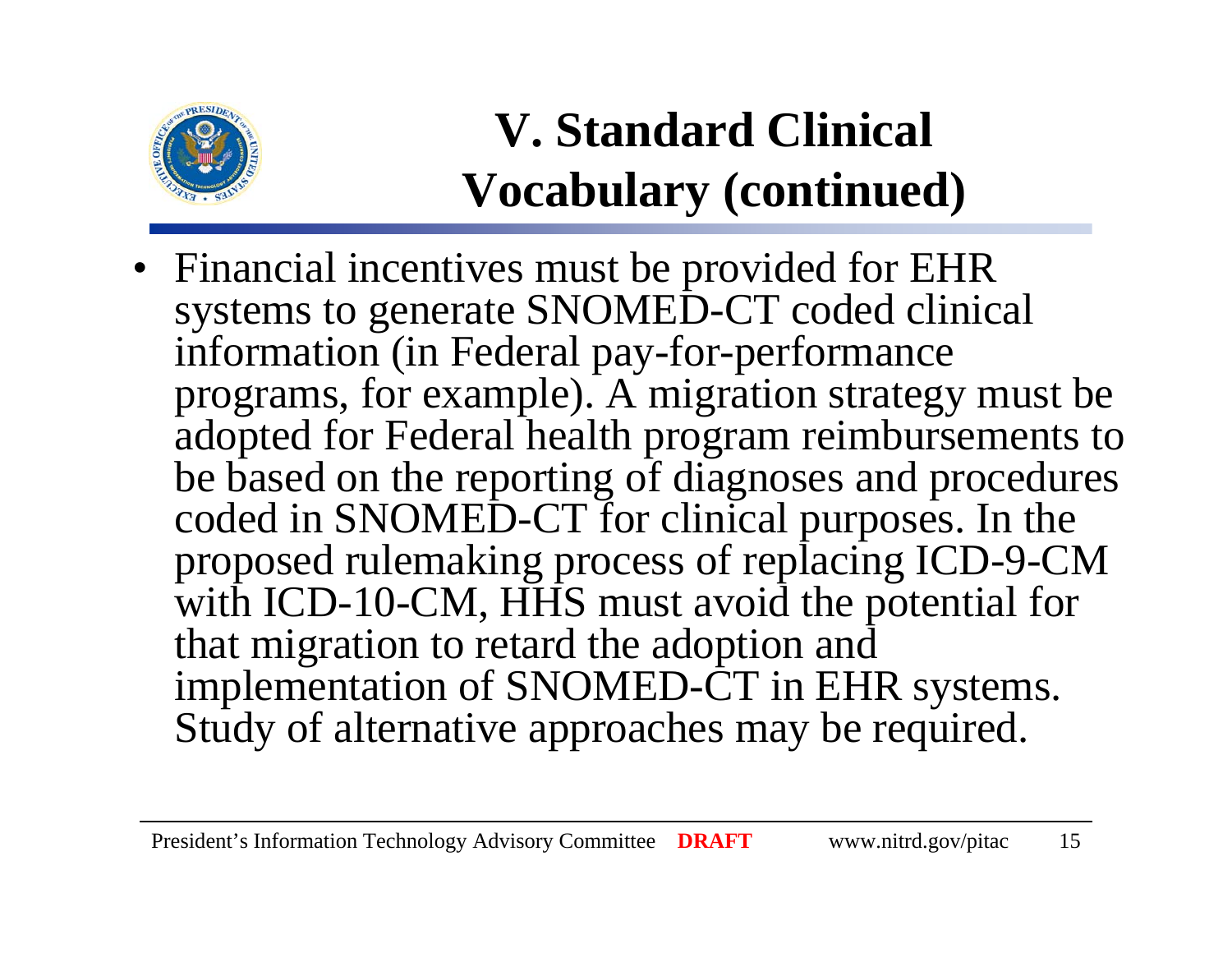# V. Standard Clinical Vocabulary (continued)

- Financial incentives must be provided for EHR systems to generate SNOMED-CT coded clinical information (in Federal pay-for-performance programs, for example). A migration strategy must be adopted for Federal health program reimbursements to be based on the reporting of diagnoses and procedures coded in SNOMED-CT for clinical purposes. In the proposed rulemaking process of replacing ICD-9-CM with ICD-10-CM, HHS must avoid the potential for that migration to retard the adoption and implementation of SNOMED-CT in EHR systems. Study of alternative approaches may be required.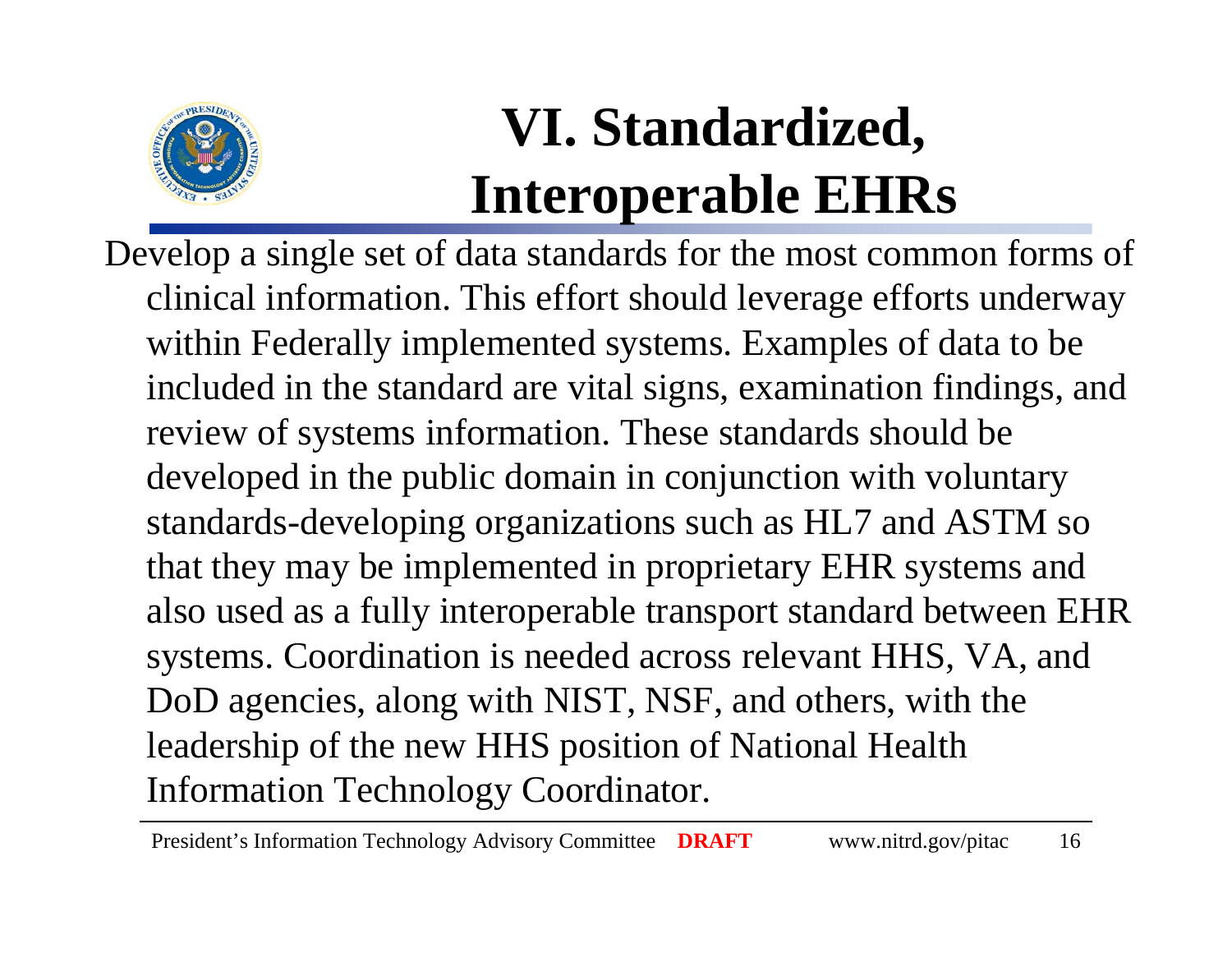# VI. Standardized, Interoperable EHRs

Develop a single set of data standards for the most common forms of clinical information. This effort should leverage efforts underway within Federally implemented systems. Examples of data to be included in the standard are vital signs, examination findings, and review of systems information. These standards should be developed in the public domain in conjunction with voluntary standards-developing organizations such as HL7 and ASTM so that they may be implemented in proprietary EHR systems and also used as a fully interoperable transport standard between EHR systems. Coordination is needed across relevant HHS, VA, and DoD agencies, along with NIST, NSF, and others, with the leadership of the new HHS position of National Health Information Technology Coordinator.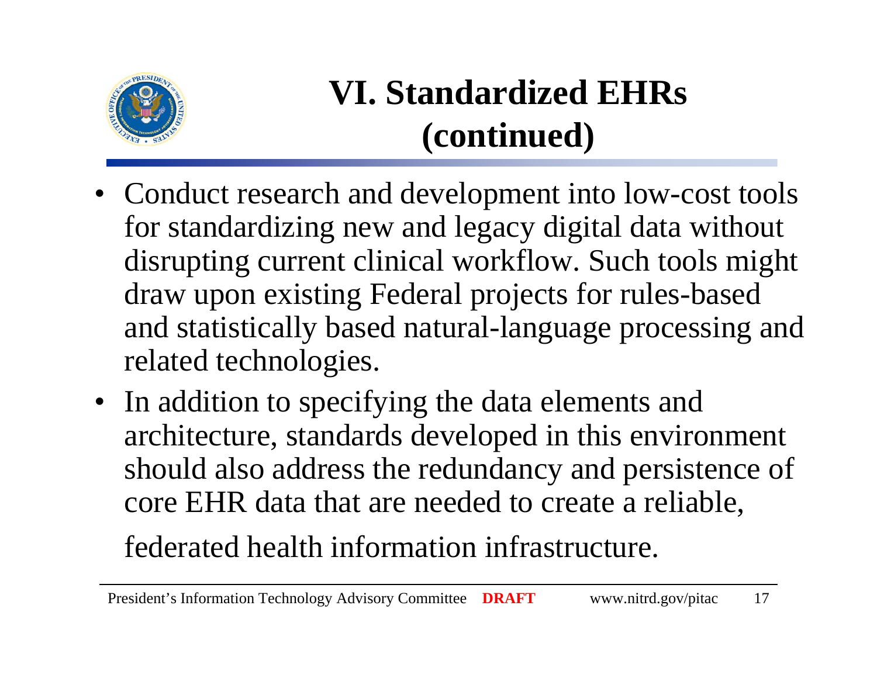# VI. Standardized EHRs (continued)

- Conduct research and development into low-cost tools for standardizing new and legacy digital data without disrupting current clinical workflow. Such tools might draw upon existing Federal projects for rules-based and statistically based natural-language processing and related technologies.
- In addition to specifying the data elements and architecture, standards developed in this environment should also address the redundancy and persistence of core EHR data that are needed to create a reliable, federated health information infrastructure.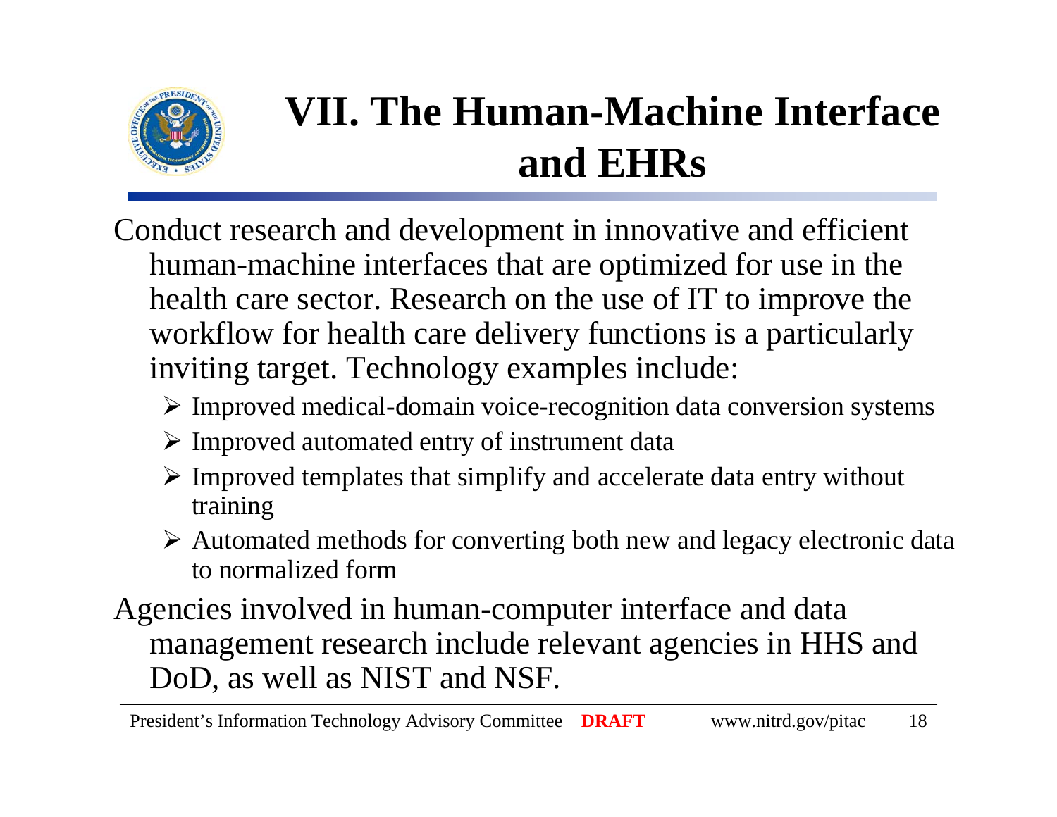# VII. The Human-Machine Interface and EHRs

Conduct research and development in innovative and efficient human-machine interfaces that are optimized for use in the health care sector. Research on the use of IT to improve the workflow for health care delivery functions is a particularly inviting target. Technology examples include:

- Improved medical-domain voice-recognition data conversion systems
- Improved automated entry of instrument data
- Improved templates that simplify and accelerate data entry without training
- Automated methods for converting both new and legacy electronic data to normalized form

Agencies involved in human-computer interface and data management research include relevant agencies in HHS and DoD, as well as NIST and NSF.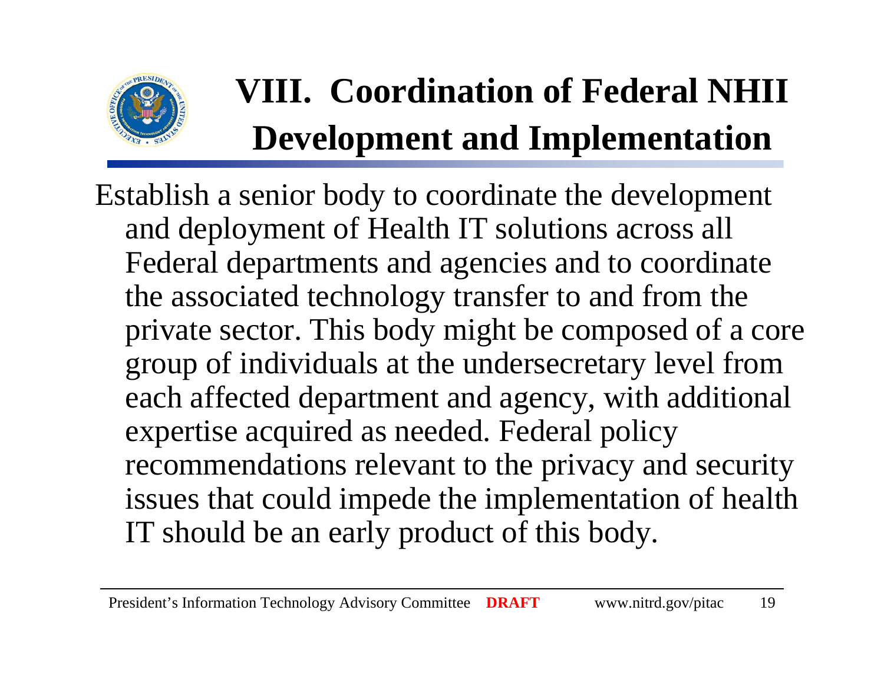# VIII. Coordination of Federal NHII Development and Implementation

Establish a senior body to coordinate the development and deployment of Health IT solutions across all Federal departments and agencies and to coordinate the associated technology transfer to and from the private sector. This body might be composed of a core group of individuals at the undersecretary level from each affected department and agency, with additional expertise acquired as needed. Federal policy recommendations relevant to the privacy and security issues that could impede the implementation of health IT should be an early product of this body.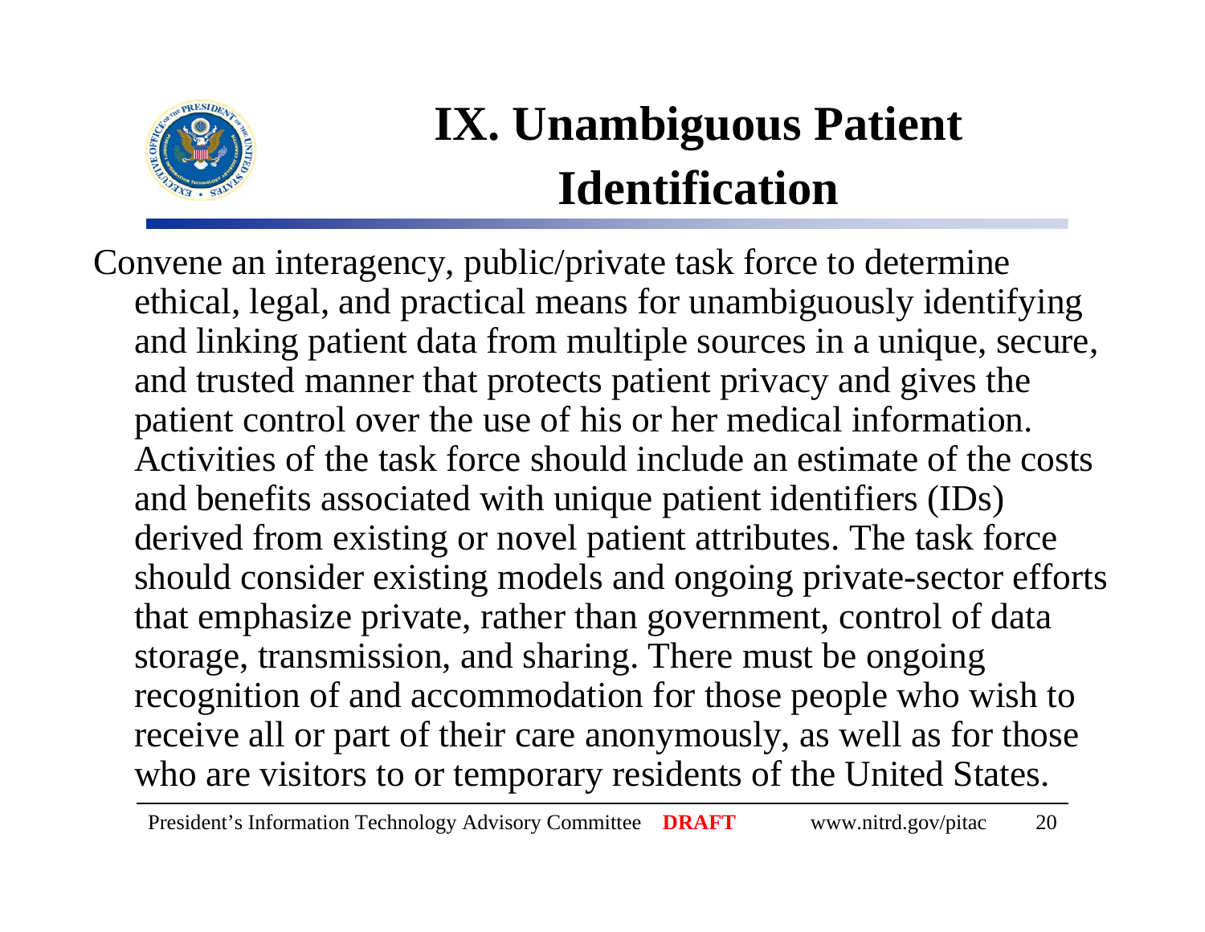# IX. Unambiguous Patient Identification

Convene an interagency, public/private task force to determine ethical, legal, and practical means for unambiguously identifying and linking patient data from multiple sources in a unique, secure, and trusted manner that protects patient privacy and gives the patient control over the use of his or her medical information. Activities of the task force should include an estimate of the costs and benefits associated with unique patient identifiers (IDs) derived from existing or novel patient attributes. The task force should consider existing models and ongoing private-sector efforts that emphasize private, rather than government, control of data storage, transmission, and sharing. There must be ongoing recognition of and accommodation for those people who wish to receive all or part of their care anonymously, as well as for those who are visitors to or temporary residents of the United States.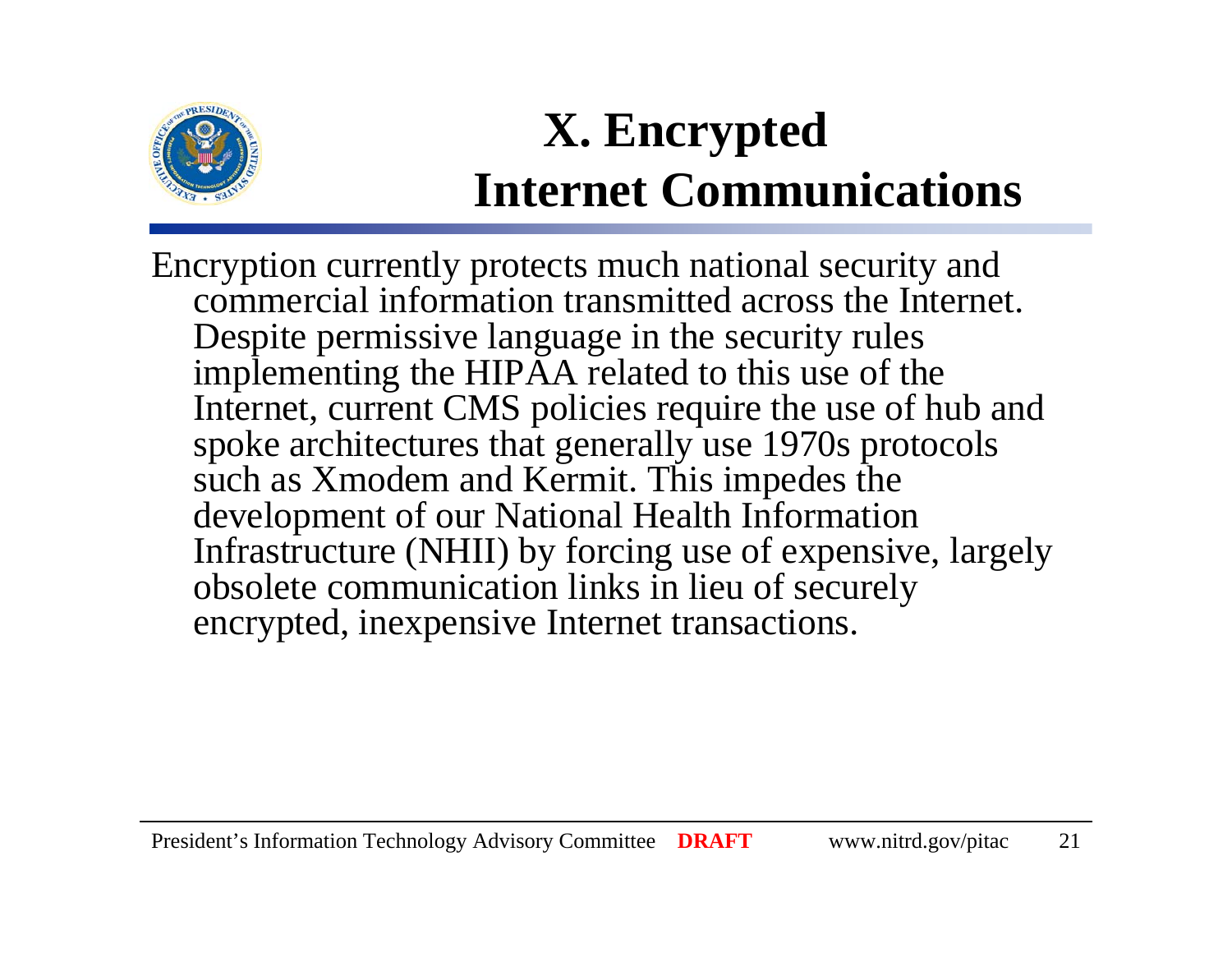# X. Encrypted Internet Communications

Encryption currently protects much national security and commercial information transmitted across the Internet. Despite permissive language in the security rules implementing the HIPAA related to this use of the Internet, current CMS policies require the use of hub and spoke architectures that generally use 1970s protocols such as Xmodem and Kermit. This impedes the development of our National Health Information Infrastructure (NHII) by forcing use of expensive, largely obsolete communication links in lieu of securely encrypted, inexpensive Internet transactions.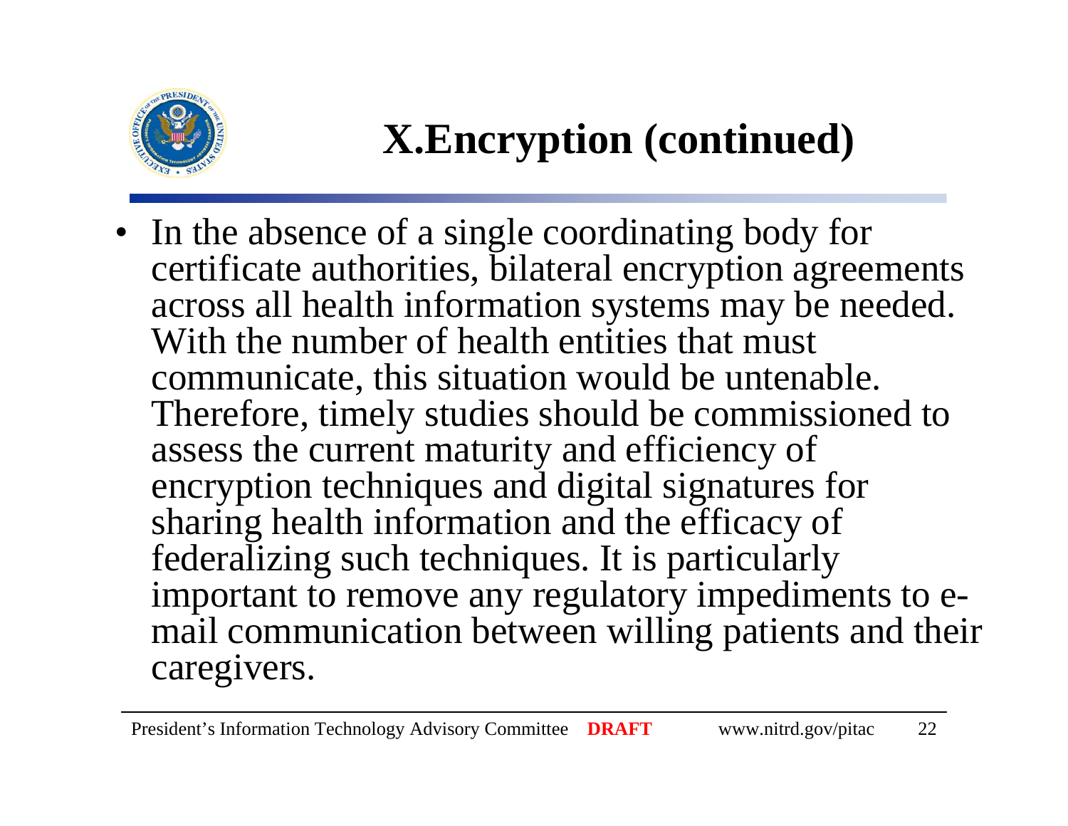# X.Encryption (continued)

- In the absence of a single coordinating body for certificate authorities, bilateral encryption agreements across all health information systems may be needed. With the number of health entities that must communicate, this situation would be untenable. Therefore, timely studies should be commissioned to assess the current maturity and efficiency of encryption techniques and digital signatures for sharing health information and the efficacy of federalizing such techniques. It is particularly important to remove any regulatory impediments to e-mail communication between willing patients and their caregivers.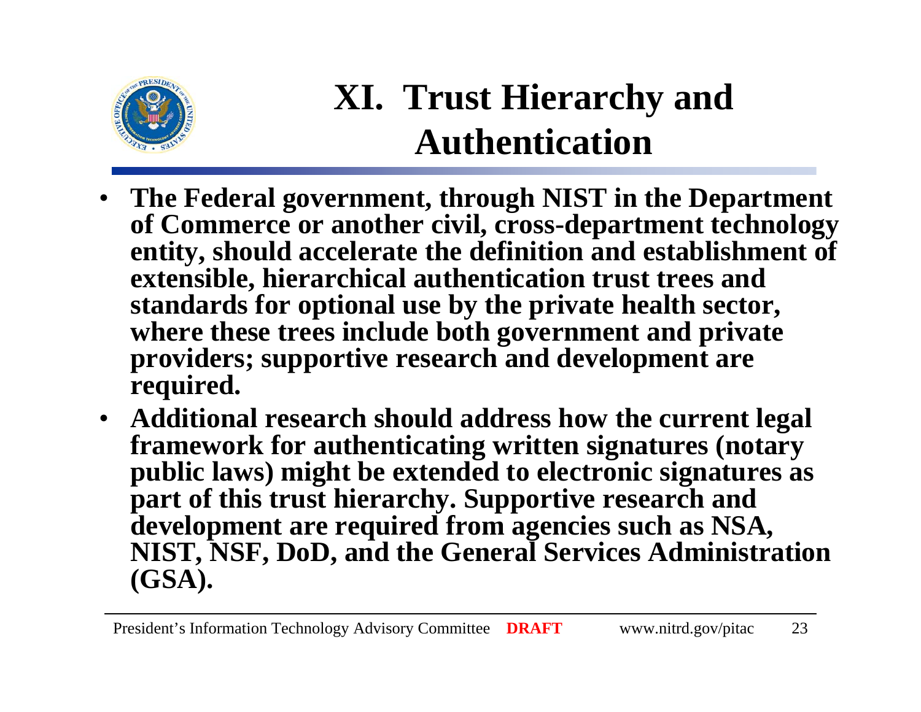# XI. Trust Hierarchy and Authentication

- The Federal government, through NIST in the Department of Commerce or another civil, cross-department technology entity, should accelerate the definition and establishment of extensible, hierarchical authentication trust trees and standards for optional use by the private health sector, where these trees include both government and private providers; supportive research and development are required.
- Additional research should address how the current legal framework for authenticating written signatures (notary public laws) might be extended to electronic signatures as part of this trust hierarchy. Supportive research and development are required from agencies such as NSA, NIST, NSF, DoD, and the General Services Administration (GSA).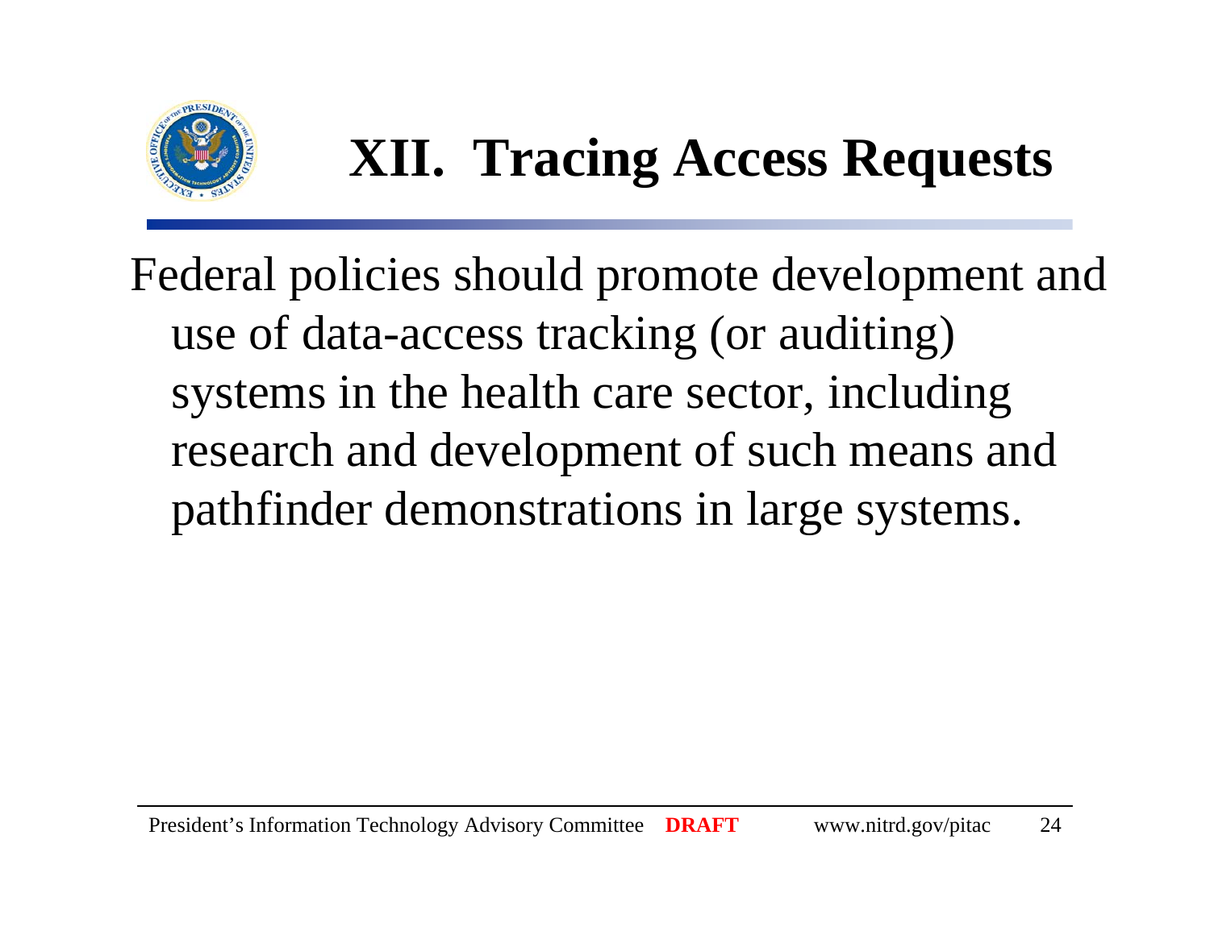# XII. Tracing Access Requests

Federal policies should promote development and use of data-access tracking (or auditing) systems in the health care sector, including research and development of such means and pathfinder demonstrations in large systems.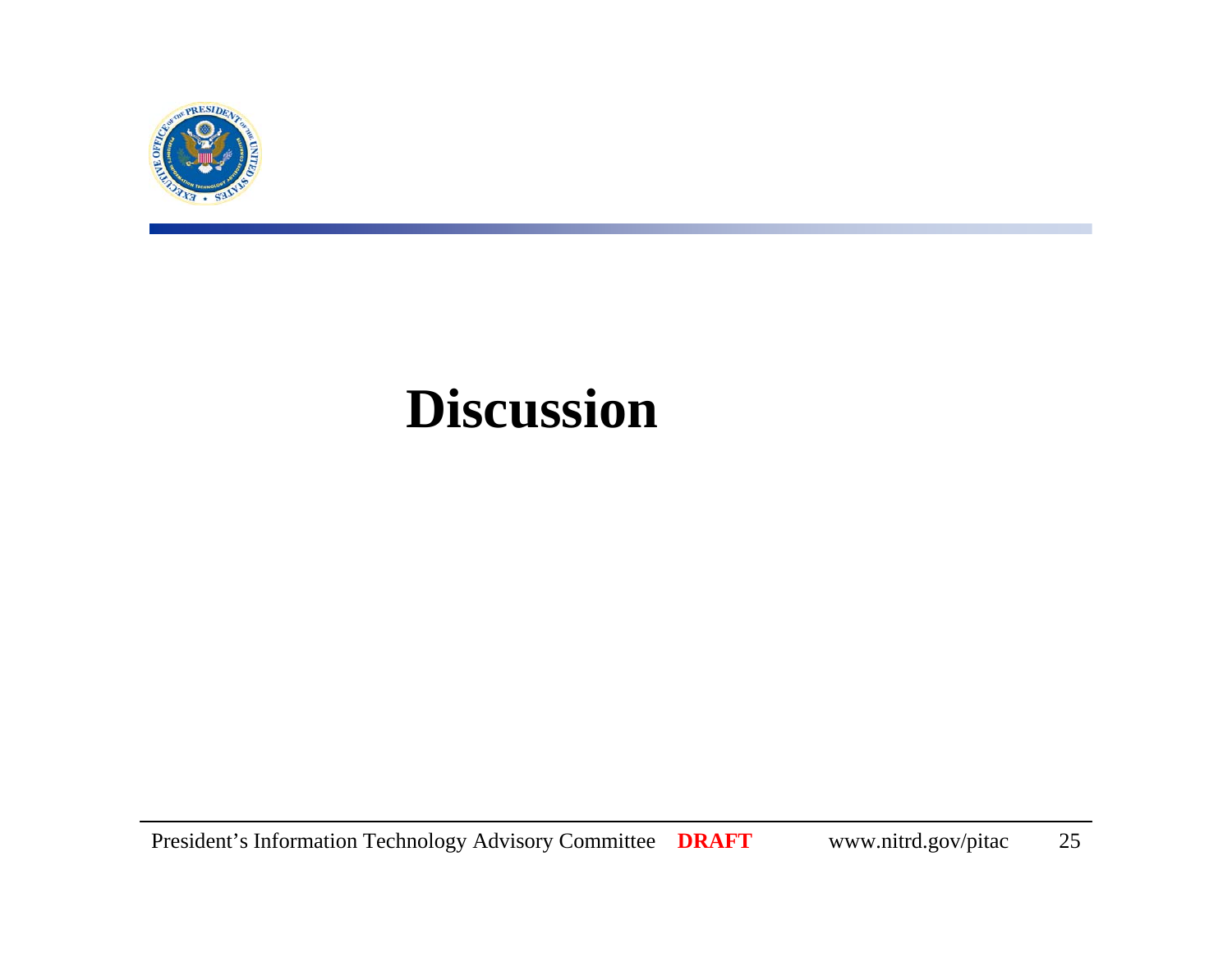# Discussion